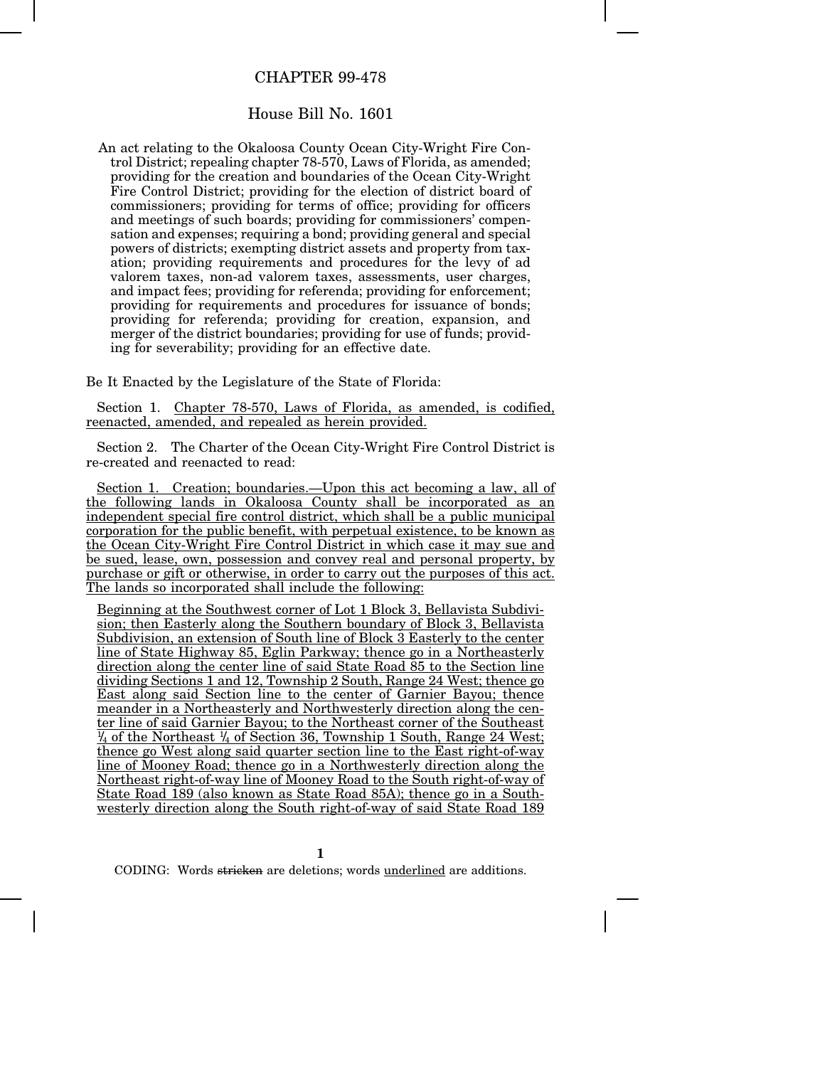# CHAPTER 99-478

## House Bill No. 1601

An act relating to the Okaloosa County Ocean City-Wright Fire Control District; repealing chapter 78-570, Laws of Florida, as amended; providing for the creation and boundaries of the Ocean City-Wright Fire Control District; providing for the election of district board of commissioners; providing for terms of office; providing for officers and meetings of such boards; providing for commissioners' compensation and expenses; requiring a bond; providing general and special powers of districts; exempting district assets and property from taxation; providing requirements and procedures for the levy of ad valorem taxes, non-ad valorem taxes, assessments, user charges, and impact fees; providing for referenda; providing for enforcement; providing for requirements and procedures for issuance of bonds; providing for referenda; providing for creation, expansion, and merger of the district boundaries; providing for use of funds; providing for severability; providing for an effective date.

Be It Enacted by the Legislature of the State of Florida:

Section 1. Chapter 78-570, Laws of Florida, as amended, is codified, reenacted, amended, and repealed as herein provided.

Section 2. The Charter of the Ocean City-Wright Fire Control District is re-created and reenacted to read:

Section 1. Creation; boundaries.—Upon this act becoming a law, all of the following lands in Okaloosa County shall be incorporated as an independent special fire control district, which shall be a public municipal corporation for the public benefit, with perpetual existence, to be known as the Ocean City-Wright Fire Control District in which case it may sue and be sued, lease, own, possession and convey real and personal property, by purchase or gift or otherwise, in order to carry out the purposes of this act. The lands so incorporated shall include the following:

Beginning at the Southwest corner of Lot 1 Block 3, Bellavista Subdivision; then Easterly along the Southern boundary of Block 3, Bellavista Subdivision, an extension of South line of Block 3 Easterly to the center line of State Highway 85, Eglin Parkway; thence go in a Northeasterly direction along the center line of said State Road 85 to the Section line dividing Sections 1 and 12, Township 2 South, Range 24 West; thence go East along said Section line to the center of Garnier Bayou; thence meander in a Northeasterly and Northwesterly direction along the center line of said Garnier Bayou; to the Northeast corner of the Southeast ¼ of the Northeast ¼ of Section 36, Township 1 South, Range 24 West; thence go West along said quarter section line to the East right-of-way line of Mooney Road; thence go in a Northwesterly direction along the Northeast right-of-way line of Mooney Road to the South right-of-way of State Road 189 (also known as State Road 85A); thence go in a Southwesterly direction along the South right-of-way of said State Road 189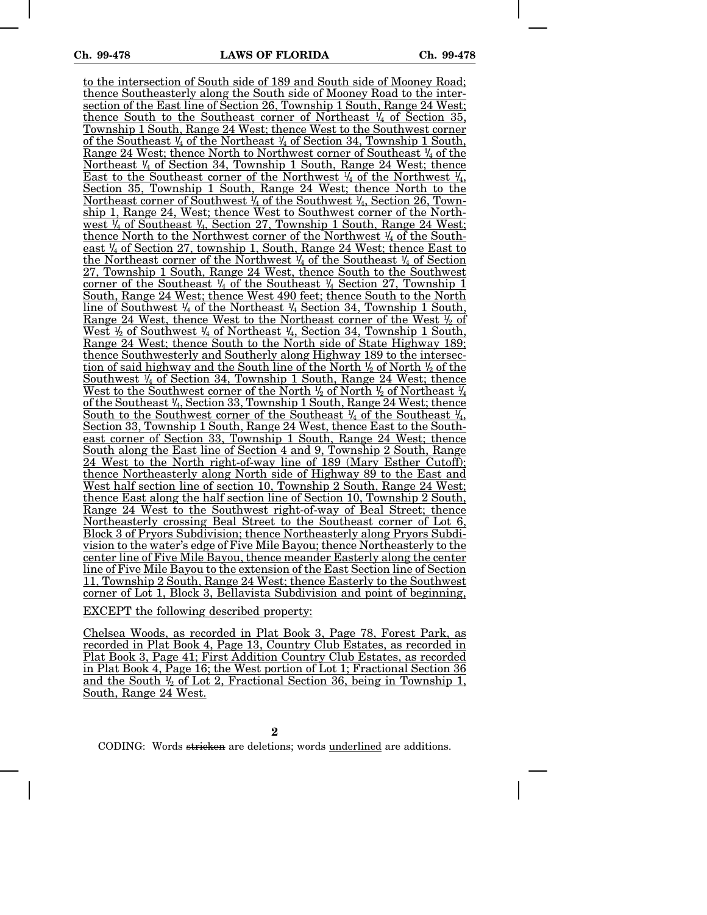to the intersection of South side of 189 and South side of Mooney Road; thence Southeasterly along the South side of Mooney Road to the intersection of the East line of Section 26, Township 1 South, Range 24 West; thence South to the Southeast corner of Northeast ¼ of Section 35, Township 1 South, Range 24 West; thence West to the Southwest corner of the Southeast ¼ of the Northeast ¼ of Section 34, Township 1 South, Range 24 West; thence North to Northwest corner of Southeast ¼ of the Northeast ¼ of Section 34, Township 1 South, Range 24 West; thence East to the Southeast corner of the Northwest ¼ of the Northwest ¼, Section 35, Township 1 South, Range 24 West; thence North to the Northeast corner of Southwest ¼ of the Southwest ¼, Section 26, Township 1, Range 24, West; thence West to Southwest corner of the Northwest ¼ of Southeast ¼, Section 27, Township 1 South, Range 24 West; thence North to the Northwest corner of the Northwest ¼ of the Southeast ¼ of Section 27, township 1, South, Range 24 West; thence East to the Northeast corner of the Northwest ¼ of the Southeast ¼ of Section 27, Township 1 South, Range 24 West, thence South to the Southwest corner of the Southeast ¼ of the Southeast ¼ Section 27, Township 1 South, Range 24 West; thence West 490 feet; thence South to the North line of Southwest ¼ of the Northeast ¼ Section 34, Township 1 South, Range 24 West, thence West to the Northeast corner of the West ½ of West ½ of Southwest ¼ of Northeast ¼, Section 34, Township 1 South, Range 24 West; thence South to the North side of State Highway 189; thence Southwesterly and Southerly along Highway 189 to the intersection of said highway and the South line of the North ½ of North ½ of the Southwest ¼ of Section 34, Township 1 South, Range 24 West; thence West to the Southwest corner of the North ½ of North ½ of Northeast ¼ of the Southeast ¼, Section 33, Township 1 South, Range 24 West; thence South to the Southwest corner of the Southeast ¼ of the Southeast ¼, Section 33, Township 1 South, Range 24 West, thence East to the Southeast corner of Section 33, Township 1 South, Range 24 West; thence South along the East line of Section 4 and 9, Township 2 South, Range 24 West to the North right-of-way line of 189 (Mary Esther Cutoff); thence Northeasterly along North side of Highway 89 to the East and West half section line of section 10, Township 2 South, Range 24 West; thence East along the half section line of Section 10, Township 2 South, Range 24 West to the Southwest right-of-way of Beal Street; thence Northeasterly crossing Beal Street to the Southeast corner of Lot 6, Block 3 of Pryors Subdivision; thence Northeasterly along Pryors Subdivision to the water's edge of Five Mile Bayou; thence Northeasterly to the center line of Five Mile Bayou, thence meander Easterly along the center line of Five Mile Bayou to the extension of the East Section line of Section 11, Township 2 South, Range 24 West; thence Easterly to the Southwest corner of Lot 1, Block 3, Bellavista Subdivision and point of beginning,

EXCEPT the following described property:

Chelsea Woods, as recorded in Plat Book 3, Page 78, Forest Park, as recorded in Plat Book 4, Page 13, Country Club Estates, as recorded in Plat Book 3, Page 41; First Addition Country Club Estates, as recorded in Plat Book 4, Page 16; the West portion of Lot 1; Fractional Section 36 and the South ½ of Lot 2, Fractional Section 36, being in Township 1, South, Range 24 West.

CODING: Words stricken are deletions; words underlined are additions.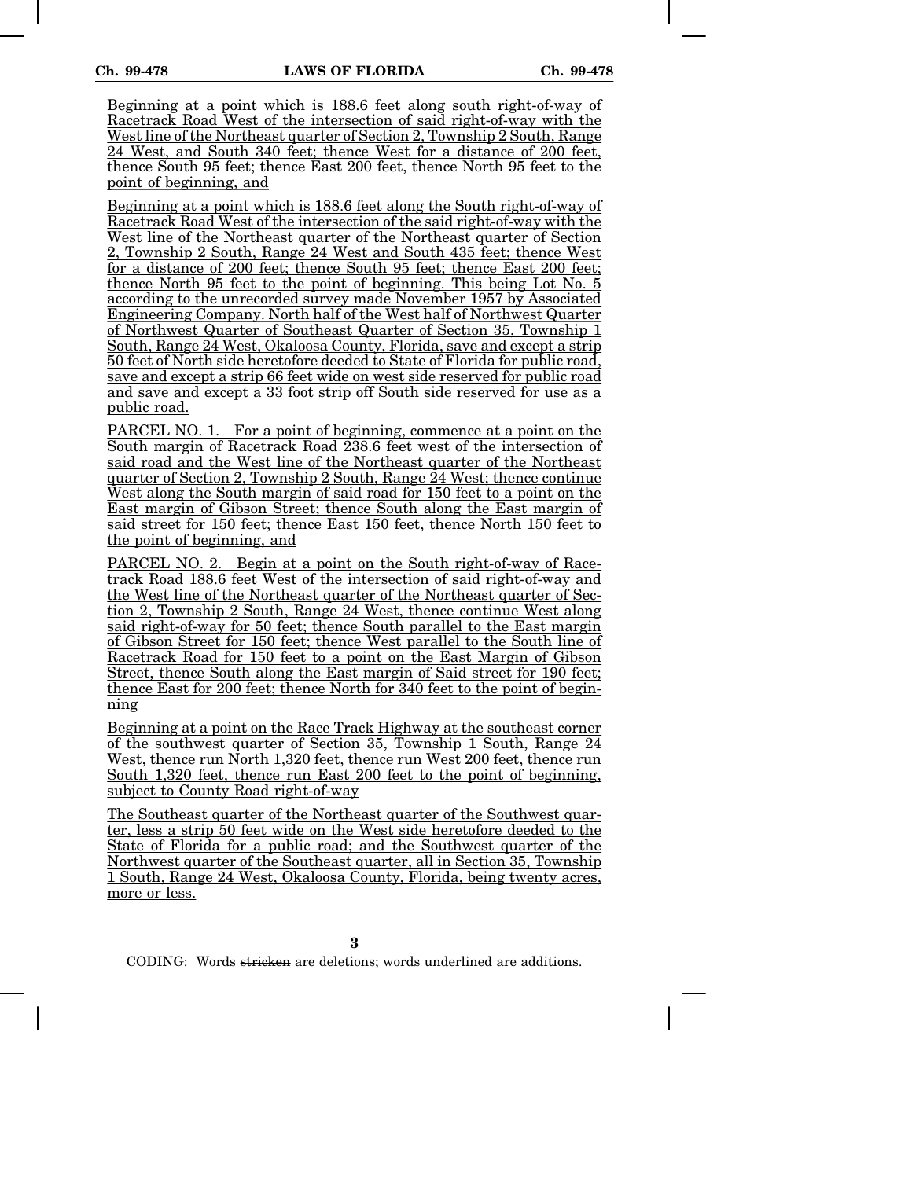Beginning at a point which is 188.6 feet along south right-of-way of Racetrack Road West of the intersection of said right-of-way with the West line of the Northeast quarter of Section 2, Township 2 South, Range 24 West, and South 340 feet; thence West for a distance of 200 feet, thence South 95 feet; thence East 200 feet, thence North 95 feet to the point of beginning, and

Beginning at a point which is 188.6 feet along the South right-of-way of Racetrack Road West of the intersection of the said right-of-way with the West line of the Northeast quarter of the Northeast quarter of Section 2, Township 2 South, Range 24 West and South 435 feet; thence West for a distance of 200 feet; thence South 95 feet; thence East 200 feet; thence North 95 feet to the point of beginning. This being Lot No. 5 according to the unrecorded survey made November 1957 by Associated Engineering Company. North half of the West half of Northwest Quarter of Northwest Quarter of Southeast Quarter of Section 35, Township 1 South, Range 24 West, Okaloosa County, Florida, save and except a strip 50 feet of North side heretofore deeded to State of Florida for public road, save and except a strip 66 feet wide on west side reserved for public road and save and except a 33 foot strip off South side reserved for use as a public road.

PARCEL NO. 1. For a point of beginning, commence at a point on the South margin of Racetrack Road 238.6 feet west of the intersection of said road and the West line of the Northeast quarter of the Northeast quarter of Section 2, Township 2 South, Range 24 West; thence continue West along the South margin of said road for 150 feet to a point on the East margin of Gibson Street; thence South along the East margin of said street for 150 feet; thence East 150 feet, thence North 150 feet to the point of beginning, and

PARCEL NO. 2. Begin at a point on the South right-of-way of Racetrack Road 188.6 feet West of the intersection of said right-of-way and the West line of the Northeast quarter of the Northeast quarter of Section 2, Township 2 South, Range 24 West, thence continue West along said right-of-way for 50 feet; thence South parallel to the East margin of Gibson Street for 150 feet; thence West parallel to the South line of Racetrack Road for 150 feet to a point on the East Margin of Gibson Street, thence South along the East margin of Said street for 190 feet; thence East for 200 feet; thence North for 340 feet to the point of beginning

Beginning at a point on the Race Track Highway at the southeast corner of the southwest quarter of Section 35, Township 1 South, Range 24 West, thence run North 1,320 feet, thence run West 200 feet, thence run South 1,320 feet, thence run East 200 feet to the point of beginning, subject to County Road right-of-way

The Southeast quarter of the Northeast quarter of the Southwest quarter, less a strip 50 feet wide on the West side heretofore deeded to the State of Florida for a public road; and the Southwest quarter of the Northwest quarter of the Southeast quarter, all in Section 35, Township 1 South, Range 24 West, Okaloosa County, Florida, being twenty acres, more or less.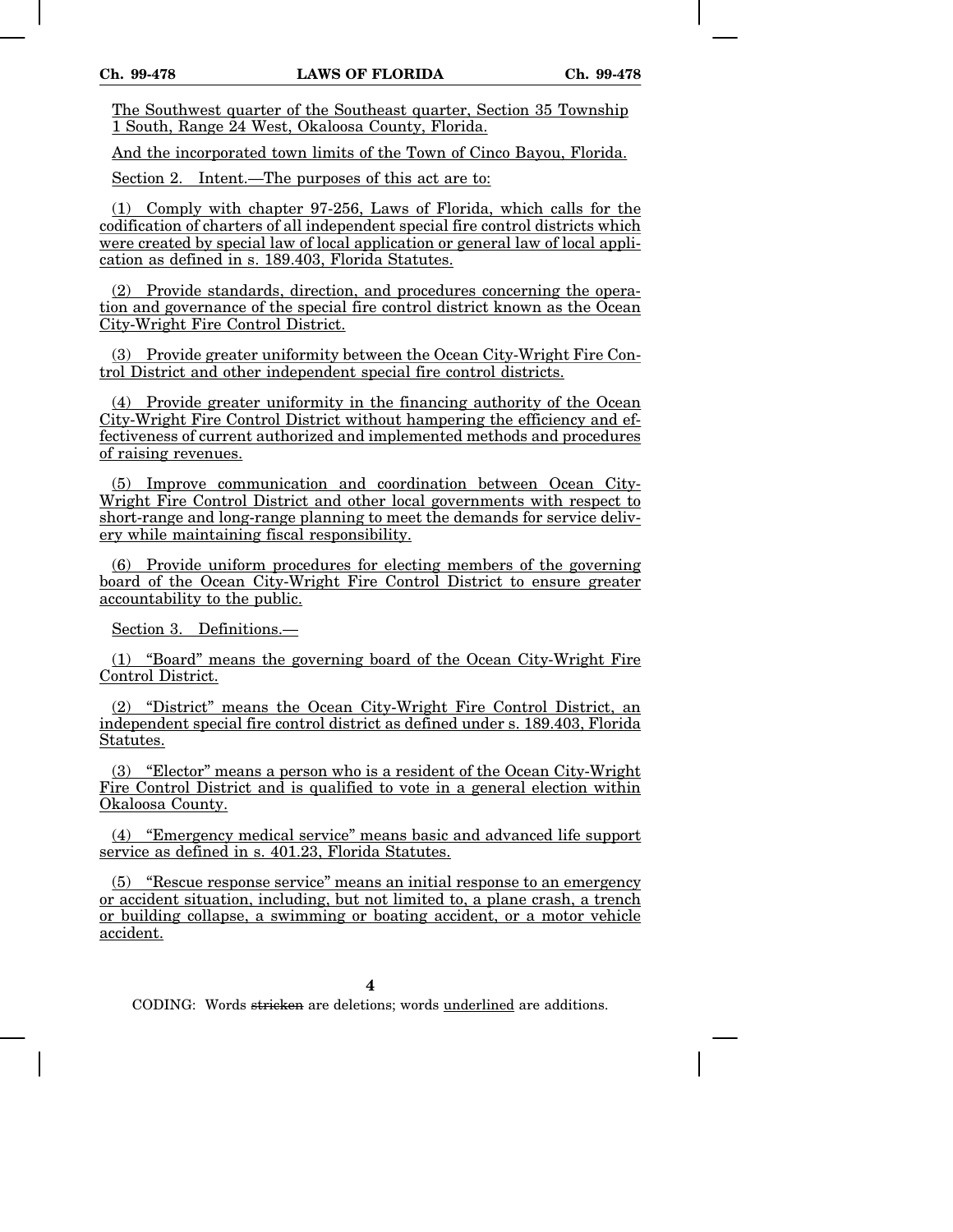The Southwest quarter of the Southeast quarter, Section 35 Township 1 South, Range 24 West, Okaloosa County, Florida.

And the incorporated town limits of the Town of Cinco Bayou, Florida.

Section 2. Intent.—The purposes of this act are to:

(1) Comply with chapter 97-256, Laws of Florida, which calls for the codification of charters of all independent special fire control districts which were created by special law of local application or general law of local application as defined in s. 189.403, Florida Statutes.

(2) Provide standards, direction, and procedures concerning the operation and governance of the special fire control district known as the Ocean City-Wright Fire Control District.

(3) Provide greater uniformity between the Ocean City-Wright Fire Control District and other independent special fire control districts.

(4) Provide greater uniformity in the financing authority of the Ocean City-Wright Fire Control District without hampering the efficiency and effectiveness of current authorized and implemented methods and procedures of raising revenues.

(5) Improve communication and coordination between Ocean City-Wright Fire Control District and other local governments with respect to short-range and long-range planning to meet the demands for service delivery while maintaining fiscal responsibility.

(6) Provide uniform procedures for electing members of the governing board of the Ocean City-Wright Fire Control District to ensure greater accountability to the public.

Section 3. Definitions.—

(1) "Board" means the governing board of the Ocean City-Wright Fire Control District.

(2) "District" means the Ocean City-Wright Fire Control District, an independent special fire control district as defined under s. 189.403, Florida Statutes.

(3) "Elector" means a person who is a resident of the Ocean City-Wright Fire Control District and is qualified to vote in a general election within Okaloosa County.

(4) "Emergency medical service" means basic and advanced life support service as defined in s. 401.23, Florida Statutes.

(5) "Rescue response service" means an initial response to an emergency or accident situation, including, but not limited to, a plane crash, a trench or building collapse, a swimming or boating accident, or a motor vehicle accident.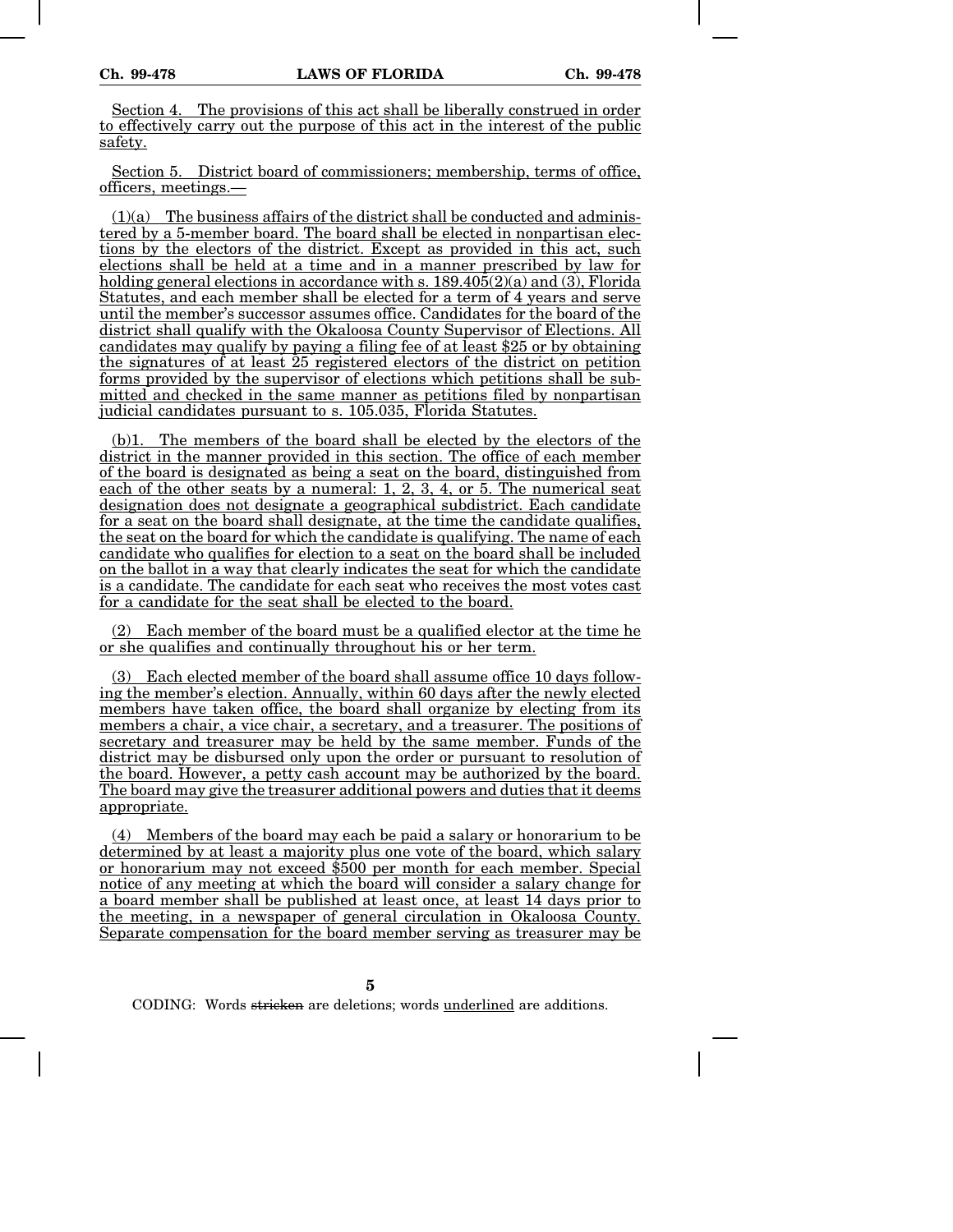Section 4. The provisions of this act shall be liberally construed in order to effectively carry out the purpose of this act in the interest of the public safety.

Section 5. District board of commissioners; membership, terms of office, officers, meetings.—

(1)(a) The business affairs of the district shall be conducted and administered by a 5-member board. The board shall be elected in nonpartisan elections by the electors of the district. Except as provided in this act, such elections shall be held at a time and in a manner prescribed by law for holding general elections in accordance with s. 189.405(2)(a) and (3), Florida Statutes, and each member shall be elected for a term of 4 years and serve until the member's successor assumes office. Candidates for the board of the district shall qualify with the Okaloosa County Supervisor of Elections. All candidates may qualify by paying a filing fee of at least $25 or by obtaining the signatures of at least 25 registered electors of the district on petition forms provided by the supervisor of elections which petitions shall be submitted and checked in the same manner as petitions filed by nonpartisan judicial candidates pursuant to s. 105.035, Florida Statutes.

(b)1. The members of the board shall be elected by the electors of the district in the manner provided in this section. The office of each member of the board is designated as being a seat on the board, distinguished from each of the other seats by a numeral: 1, 2, 3, 4, or 5. The numerical seat designation does not designate a geographical subdistrict. Each candidate for a seat on the board shall designate, at the time the candidate qualifies, the seat on the board for which the candidate is qualifying. The name of each candidate who qualifies for election to a seat on the board shall be included on the ballot in a way that clearly indicates the seat for which the candidate is a candidate. The candidate for each seat who receives the most votes cast for a candidate for the seat shall be elected to the board.

(2) Each member of the board must be a qualified elector at the time he or she qualifies and continually throughout his or her term.

(3) Each elected member of the board shall assume office 10 days following the member's election. Annually, within 60 days after the newly elected members have taken office, the board shall organize by electing from its members a chair, a vice chair, a secretary, and a treasurer. The positions of secretary and treasurer may be held by the same member. Funds of the district may be disbursed only upon the order or pursuant to resolution of the board. However, a petty cash account may be authorized by the board. The board may give the treasurer additional powers and duties that it deems appropriate.

(4) Members of the board may each be paid a salary or honorarium to be determined by at least a majority plus one vote of the board, which salary or honorarium may not exceed $500 per month for each member. Special notice of any meeting at which the board will consider a salary change for a board member shall be published at least once, at least 14 days prior to the meeting, in a newspaper of general circulation in Okaloosa County. Separate compensation for the board member serving as treasurer may be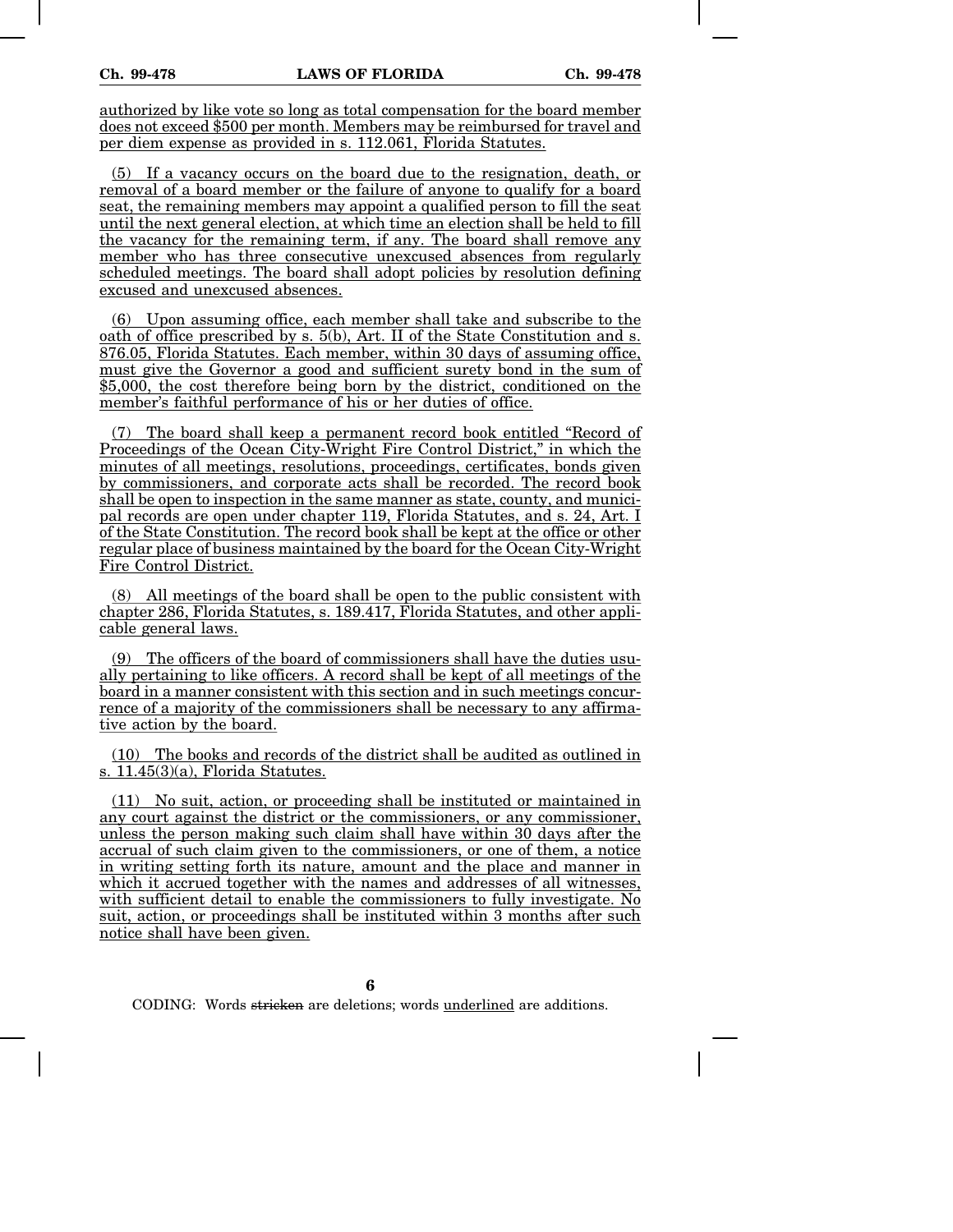authorized by like vote so long as total compensation for the board member does not exceed $500 per month. Members may be reimbursed for travel and per diem expense as provided in s. 112.061, Florida Statutes.

(5) If a vacancy occurs on the board due to the resignation, death, or removal of a board member or the failure of anyone to qualify for a board seat, the remaining members may appoint a qualified person to fill the seat until the next general election, at which time an election shall be held to fill the vacancy for the remaining term, if any. The board shall remove any member who has three consecutive unexcused absences from regularly scheduled meetings. The board shall adopt policies by resolution defining excused and unexcused absences.

(6) Upon assuming office, each member shall take and subscribe to the oath of office prescribed by s. 5(b), Art. II of the State Constitution and s. 876.05, Florida Statutes. Each member, within 30 days of assuming office, must give the Governor a good and sufficient surety bond in the sum of $5,000, the cost therefore being born by the district, conditioned on the member's faithful performance of his or her duties of office.

(7) The board shall keep a permanent record book entitled "Record of Proceedings of the Ocean City-Wright Fire Control District," in which the minutes of all meetings, resolutions, proceedings, certificates, bonds given by commissioners, and corporate acts shall be recorded. The record book shall be open to inspection in the same manner as state, county, and municipal records are open under chapter 119, Florida Statutes, and s. 24, Art. I of the State Constitution. The record book shall be kept at the office or other regular place of business maintained by the board for the Ocean City-Wright Fire Control District.

(8) All meetings of the board shall be open to the public consistent with chapter 286, Florida Statutes, s. 189.417, Florida Statutes, and other applicable general laws.

(9) The officers of the board of commissioners shall have the duties usually pertaining to like officers. A record shall be kept of all meetings of the board in a manner consistent with this section and in such meetings concurrence of a majority of the commissioners shall be necessary to any affirmative action by the board.

(10) The books and records of the district shall be audited as outlined in s. 11.45(3)(a), Florida Statutes.

(11) No suit, action, or proceeding shall be instituted or maintained in any court against the district or the commissioners, or any commissioner, unless the person making such claim shall have within 30 days after the accrual of such claim given to the commissioners, or one of them, a notice in writing setting forth its nature, amount and the place and manner in which it accrued together with the names and addresses of all witnesses, with sufficient detail to enable the commissioners to fully investigate. No suit, action, or proceedings shall be instituted within 3 months after such notice shall have been given.

CODING: Words stricken are deletions; words underlined are additions.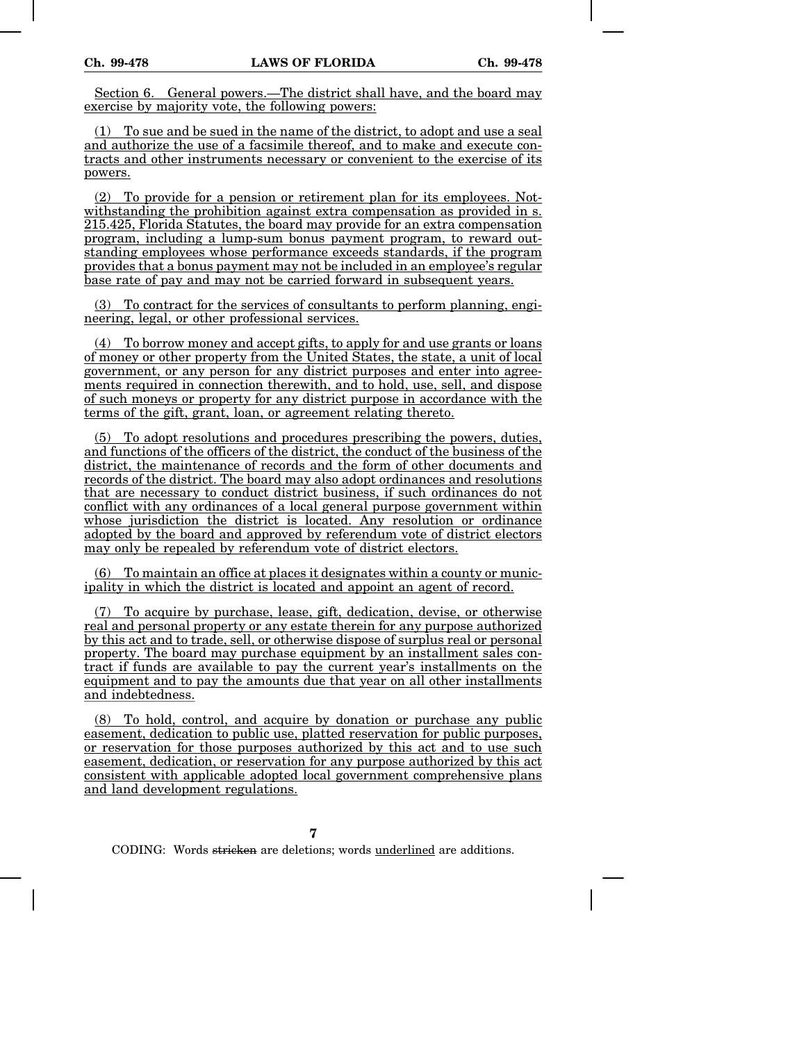Section 6. General powers.—The district shall have, and the board may exercise by majority vote, the following powers:

(1) To sue and be sued in the name of the district, to adopt and use a seal and authorize the use of a facsimile thereof, and to make and execute contracts and other instruments necessary or convenient to the exercise of its powers.

(2) To provide for a pension or retirement plan for its employees. Notwithstanding the prohibition against extra compensation as provided in s. 215.425, Florida Statutes, the board may provide for an extra compensation program, including a lump-sum bonus payment program, to reward outstanding employees whose performance exceeds standards, if the program provides that a bonus payment may not be included in an employee's regular base rate of pay and may not be carried forward in subsequent years.

(3) To contract for the services of consultants to perform planning, engineering, legal, or other professional services.

(4) To borrow money and accept gifts, to apply for and use grants or loans of money or other property from the United States, the state, a unit of local government, or any person for any district purposes and enter into agreements required in connection therewith, and to hold, use, sell, and dispose of such moneys or property for any district purpose in accordance with the terms of the gift, grant, loan, or agreement relating thereto.

(5) To adopt resolutions and procedures prescribing the powers, duties, and functions of the officers of the district, the conduct of the business of the district, the maintenance of records and the form of other documents and records of the district. The board may also adopt ordinances and resolutions that are necessary to conduct district business, if such ordinances do not conflict with any ordinances of a local general purpose government within whose jurisdiction the district is located. Any resolution or ordinance adopted by the board and approved by referendum vote of district electors may only be repealed by referendum vote of district electors.

(6) To maintain an office at places it designates within a county or municipality in which the district is located and appoint an agent of record.

(7) To acquire by purchase, lease, gift, dedication, devise, or otherwise real and personal property or any estate therein for any purpose authorized by this act and to trade, sell, or otherwise dispose of surplus real or personal property. The board may purchase equipment by an installment sales contract if funds are available to pay the current year's installments on the equipment and to pay the amounts due that year on all other installments and indebtedness.

(8) To hold, control, and acquire by donation or purchase any public easement, dedication to public use, platted reservation for public purposes, or reservation for those purposes authorized by this act and to use such easement, dedication, or reservation for any purpose authorized by this act consistent with applicable adopted local government comprehensive plans and land development regulations.

CODING: Words ~~stricken~~ are deletions; words underlined are additions.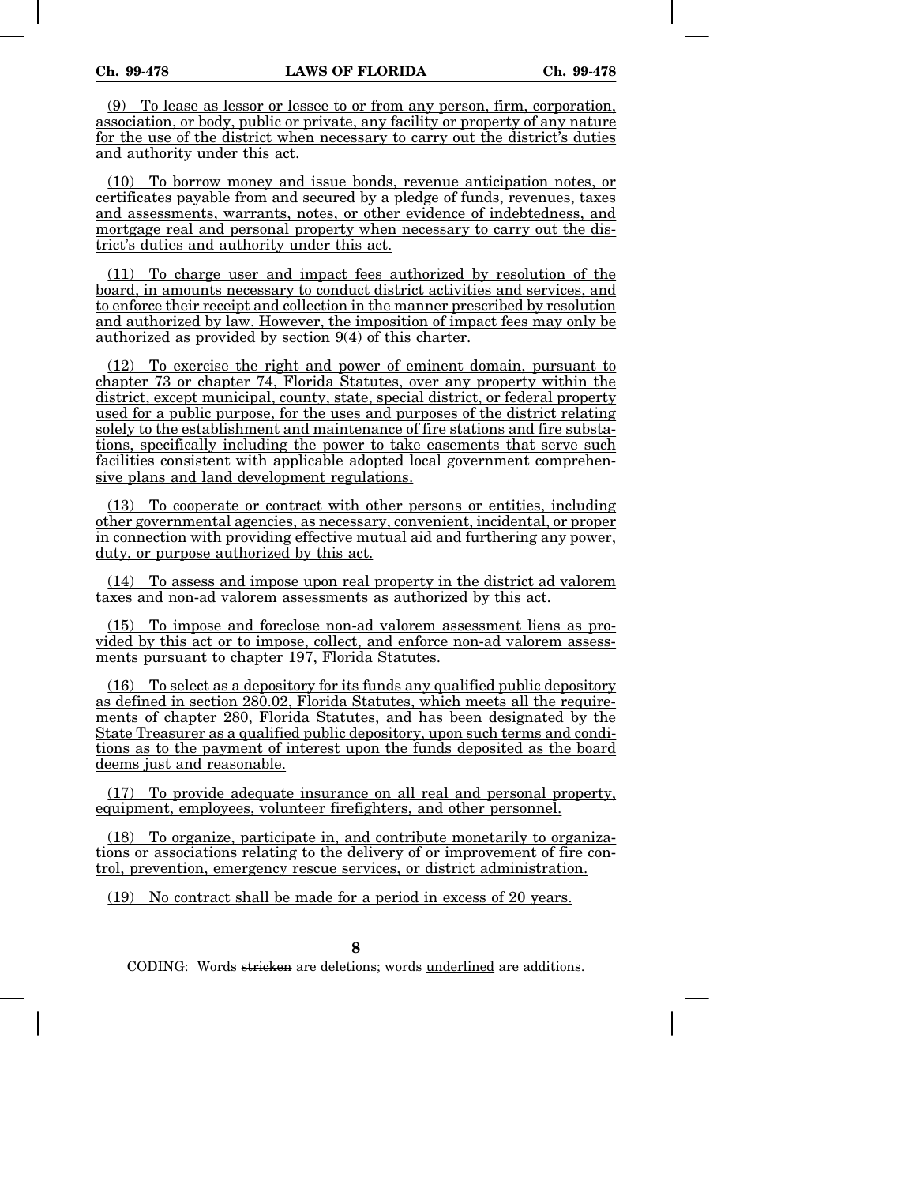(9) To lease as lessor or lessee to or from any person, firm, corporation, association, or body, public or private, any facility or property of any nature for the use of the district when necessary to carry out the district's duties and authority under this act.

(10) To borrow money and issue bonds, revenue anticipation notes, or certificates payable from and secured by a pledge of funds, revenues, taxes and assessments, warrants, notes, or other evidence of indebtedness, and mortgage real and personal property when necessary to carry out the district's duties and authority under this act.

(11) To charge user and impact fees authorized by resolution of the board, in amounts necessary to conduct district activities and services, and to enforce their receipt and collection in the manner prescribed by resolution and authorized by law. However, the imposition of impact fees may only be authorized as provided by section 9(4) of this charter.

(12) To exercise the right and power of eminent domain, pursuant to chapter 73 or chapter 74, Florida Statutes, over any property within the district, except municipal, county, state, special district, or federal property used for a public purpose, for the uses and purposes of the district relating solely to the establishment and maintenance of fire stations and fire substations, specifically including the power to take easements that serve such facilities consistent with applicable adopted local government comprehensive plans and land development regulations.

(13) To cooperate or contract with other persons or entities, including other governmental agencies, as necessary, convenient, incidental, or proper in connection with providing effective mutual aid and furthering any power, duty, or purpose authorized by this act.

(14) To assess and impose upon real property in the district ad valorem taxes and non-ad valorem assessments as authorized by this act.

(15) To impose and foreclose non-ad valorem assessment liens as provided by this act or to impose, collect, and enforce non-ad valorem assessments pursuant to chapter 197, Florida Statutes.

(16) To select as a depository for its funds any qualified public depository as defined in section 280.02, Florida Statutes, which meets all the requirements of chapter 280, Florida Statutes, and has been designated by the State Treasurer as a qualified public depository, upon such terms and conditions as to the payment of interest upon the funds deposited as the board deems just and reasonable.

(17) To provide adequate insurance on all real and personal property, equipment, employees, volunteer firefighters, and other personnel.

(18) To organize, participate in, and contribute monetarily to organizations or associations relating to the delivery of or improvement of fire control, prevention, emergency rescue services, or district administration.

(19) No contract shall be made for a period in excess of 20 years.

CODING: Words ~~stricken~~ are deletions; words underlined are additions.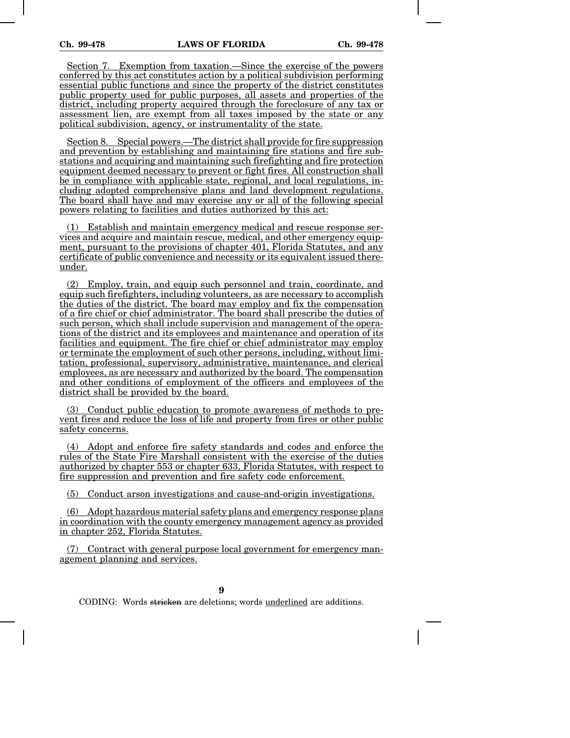Section 7. Exemption from taxation.—Since the exercise of the powers conferred by this act constitutes action by a political subdivision performing essential public functions and since the property of the district constitutes public property used for public purposes, all assets and properties of the district, including property acquired through the foreclosure of any tax or assessment lien, are exempt from all taxes imposed by the state or any political subdivision, agency, or instrumentality of the state.

Section 8. Special powers.—The district shall provide for fire suppression and prevention by establishing and maintaining fire stations and fire substations and acquiring and maintaining such firefighting and fire protection equipment deemed necessary to prevent or fight fires. All construction shall be in compliance with applicable state, regional, and local regulations, including adopted comprehensive plans and land development regulations. The board shall have and may exercise any or all of the following special powers relating to facilities and duties authorized by this act:

(1) Establish and maintain emergency medical and rescue response services and acquire and maintain rescue, medical, and other emergency equipment, pursuant to the provisions of chapter 401, Florida Statutes, and any certificate of public convenience and necessity or its equivalent issued thereunder.

(2) Employ, train, and equip such personnel and train, coordinate, and equip such firefighters, including volunteers, as are necessary to accomplish the duties of the district. The board may employ and fix the compensation of a fire chief or chief administrator. The board shall prescribe the duties of such person, which shall include supervision and management of the operations of the district and its employees and maintenance and operation of its facilities and equipment. The fire chief or chief administrator may employ or terminate the employment of such other persons, including, without limitation, professional, supervisory, administrative, maintenance, and clerical employees, as are necessary and authorized by the board. The compensation and other conditions of employment of the officers and employees of the district shall be provided by the board.

(3) Conduct public education to promote awareness of methods to prevent fires and reduce the loss of life and property from fires or other public safety concerns.

(4) Adopt and enforce fire safety standards and codes and enforce the rules of the State Fire Marshall consistent with the exercise of the duties authorized by chapter 553 or chapter 633, Florida Statutes, with respect to fire suppression and prevention and fire safety code enforcement.

(5) Conduct arson investigations and cause-and-origin investigations.

(6) Adopt hazardous material safety plans and emergency response plans in coordination with the county emergency management agency as provided in chapter 252, Florida Statutes.

(7) Contract with general purpose local government for emergency management planning and services.

CODING: Words ~~stricken~~ are deletions; words underlined are additions.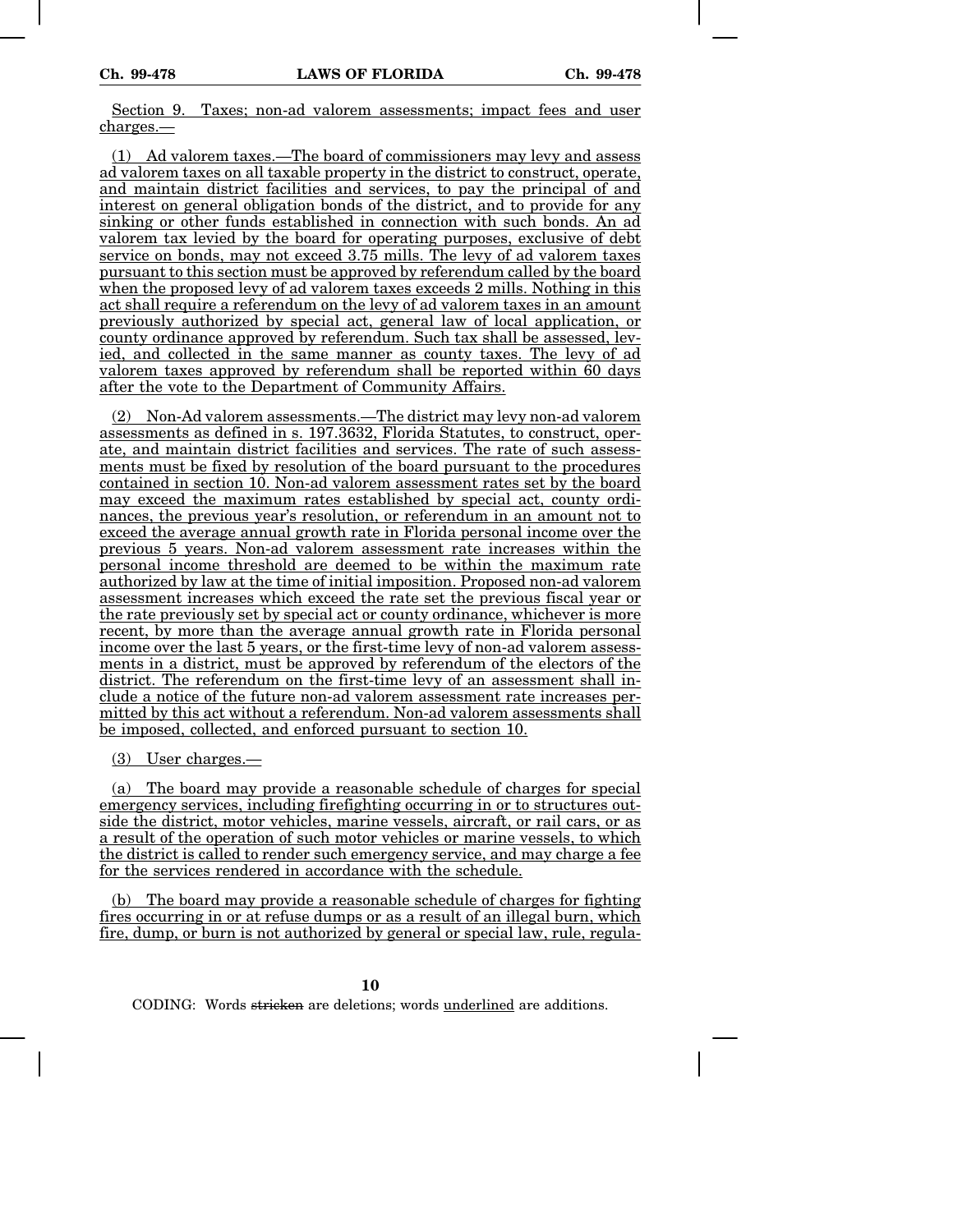Section 9. Taxes; non-ad valorem assessments; impact fees and user charges.—

(1) Ad valorem taxes.—The board of commissioners may levy and assess ad valorem taxes on all taxable property in the district to construct, operate, and maintain district facilities and services, to pay the principal of and interest on general obligation bonds of the district, and to provide for any sinking or other funds established in connection with such bonds. An ad valorem tax levied by the board for operating purposes, exclusive of debt service on bonds, may not exceed 3.75 mills. The levy of ad valorem taxes pursuant to this section must be approved by referendum called by the board when the proposed levy of ad valorem taxes exceeds 2 mills. Nothing in this act shall require a referendum on the levy of ad valorem taxes in an amount previously authorized by special act, general law of local application, or county ordinance approved by referendum. Such tax shall be assessed, levied, and collected in the same manner as county taxes. The levy of ad valorem taxes approved by referendum shall be reported within 60 days after the vote to the Department of Community Affairs.

(2) Non-Ad valorem assessments.—The district may levy non-ad valorem assessments as defined in s. 197.3632, Florida Statutes, to construct, operate, and maintain district facilities and services. The rate of such assessments must be fixed by resolution of the board pursuant to the procedures contained in section 10. Non-ad valorem assessment rates set by the board may exceed the maximum rates established by special act, county ordinances, the previous year's resolution, or referendum in an amount not to exceed the average annual growth rate in Florida personal income over the previous 5 years. Non-ad valorem assessment rate increases within the personal income threshold are deemed to be within the maximum rate authorized by law at the time of initial imposition. Proposed non-ad valorem assessment increases which exceed the rate set the previous fiscal year or the rate previously set by special act or county ordinance, whichever is more recent, by more than the average annual growth rate in Florida personal income over the last 5 years, or the first-time levy of non-ad valorem assessments in a district, must be approved by referendum of the electors of the district. The referendum on the first-time levy of an assessment shall include a notice of the future non-ad valorem assessment rate increases permitted by this act without a referendum. Non-ad valorem assessments shall be imposed, collected, and enforced pursuant to section 10.

(3) User charges.—

(a) The board may provide a reasonable schedule of charges for special emergency services, including firefighting occurring in or to structures outside the district, motor vehicles, marine vessels, aircraft, or rail cars, or as a result of the operation of such motor vehicles or marine vessels, to which the district is called to render such emergency service, and may charge a fee for the services rendered in accordance with the schedule.

(b) The board may provide a reasonable schedule of charges for fighting fires occurring in or at refuse dumps or as a result of an illegal burn, which fire, dump, or burn is not authorized by general or special law, rule, regula-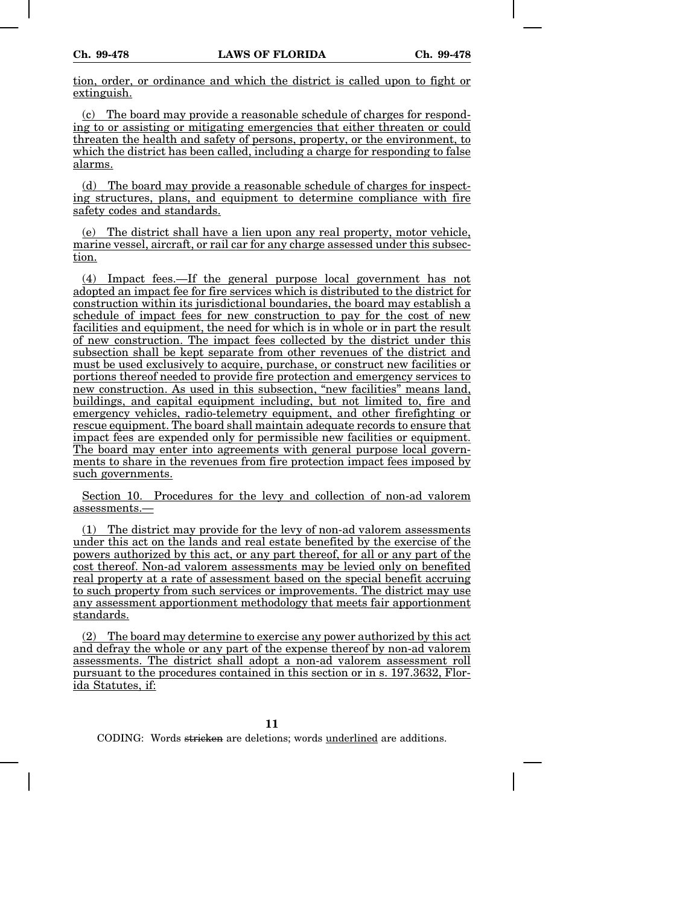tion, order, or ordinance and which the district is called upon to fight or extinguish.

(c) The board may provide a reasonable schedule of charges for responding to or assisting or mitigating emergencies that either threaten or could threaten the health and safety of persons, property, or the environment, to which the district has been called, including a charge for responding to false alarms.

(d) The board may provide a reasonable schedule of charges for inspecting structures, plans, and equipment to determine compliance with fire safety codes and standards.

(e) The district shall have a lien upon any real property, motor vehicle, marine vessel, aircraft, or rail car for any charge assessed under this subsection.

(4) Impact fees.—If the general purpose local government has not adopted an impact fee for fire services which is distributed to the district for construction within its jurisdictional boundaries, the board may establish a schedule of impact fees for new construction to pay for the cost of new facilities and equipment, the need for which is in whole or in part the result of new construction. The impact fees collected by the district under this subsection shall be kept separate from other revenues of the district and must be used exclusively to acquire, purchase, or construct new facilities or portions thereof needed to provide fire protection and emergency services to new construction. As used in this subsection, "new facilities" means land, buildings, and capital equipment including, but not limited to, fire and emergency vehicles, radio-telemetry equipment, and other firefighting or rescue equipment. The board shall maintain adequate records to ensure that impact fees are expended only for permissible new facilities or equipment. The board may enter into agreements with general purpose local governments to share in the revenues from fire protection impact fees imposed by such governments.

Section 10. Procedures for the levy and collection of non-ad valorem assessments.—

(1) The district may provide for the levy of non-ad valorem assessments under this act on the lands and real estate benefited by the exercise of the powers authorized by this act, or any part thereof, for all or any part of the cost thereof. Non-ad valorem assessments may be levied only on benefited real property at a rate of assessment based on the special benefit accruing to such property from such services or improvements. The district may use any assessment apportionment methodology that meets fair apportionment standards.

(2) The board may determine to exercise any power authorized by this act and defray the whole or any part of the expense thereof by non-ad valorem assessments. The district shall adopt a non-ad valorem assessment roll pursuant to the procedures contained in this section or in s. 197.3632, Florida Statutes, if: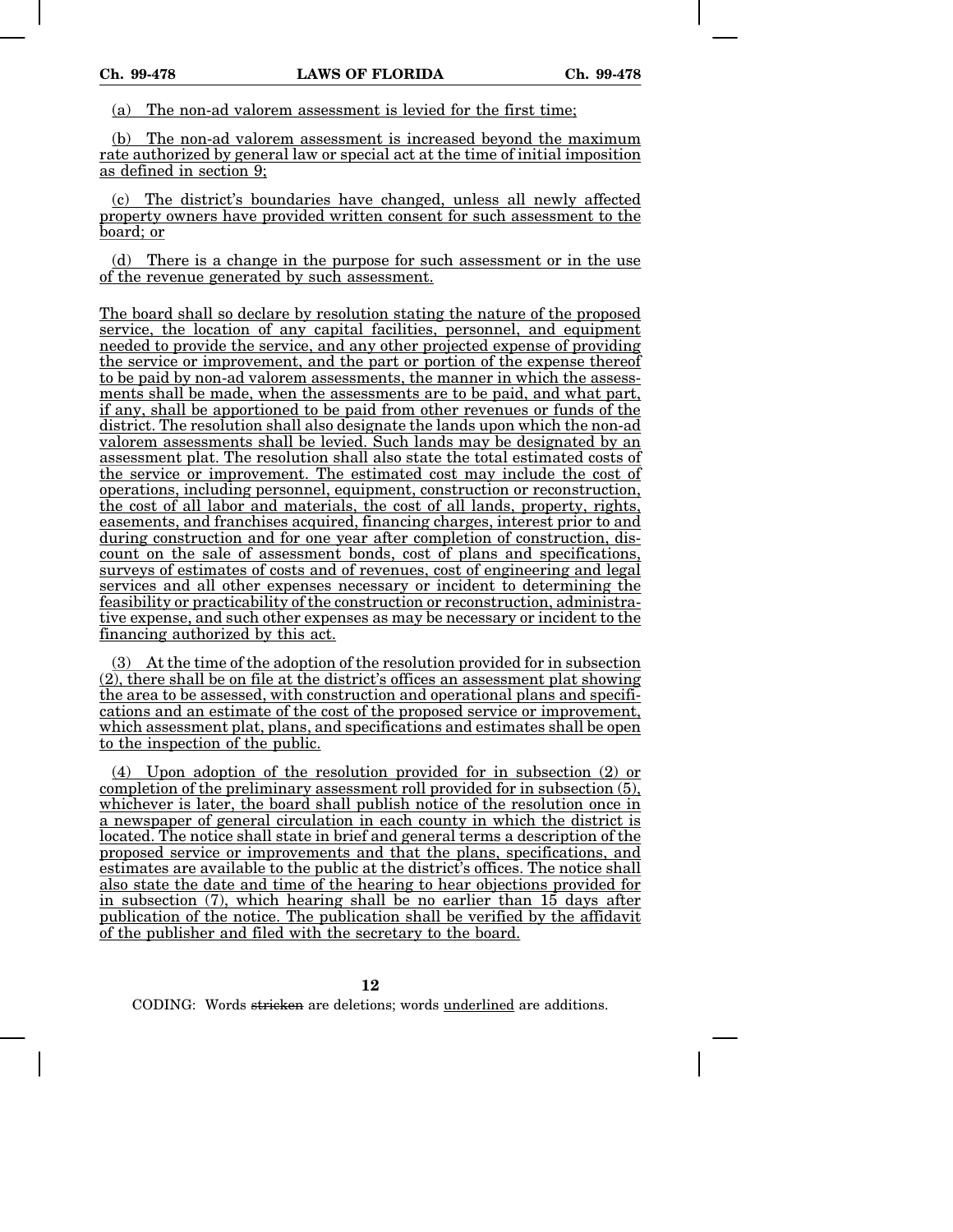(a) The non-ad valorem assessment is levied for the first time;

(b) The non-ad valorem assessment is increased beyond the maximum rate authorized by general law or special act at the time of initial imposition as defined in section 9;

(c) The district's boundaries have changed, unless all newly affected property owners have provided written consent for such assessment to the board; or

(d) There is a change in the purpose for such assessment or in the use of the revenue generated by such assessment.

The board shall so declare by resolution stating the nature of the proposed service, the location of any capital facilities, personnel, and equipment needed to provide the service, and any other projected expense of providing the service or improvement, and the part or portion of the expense thereof to be paid by non-ad valorem assessments, the manner in which the assessments shall be made, when the assessments are to be paid, and what part, if any, shall be apportioned to be paid from other revenues or funds of the district. The resolution shall also designate the lands upon which the non-ad valorem assessments shall be levied. Such lands may be designated by an assessment plat. The resolution shall also state the total estimated costs of the service or improvement. The estimated cost may include the cost of operations, including personnel, equipment, construction or reconstruction, the cost of all labor and materials, the cost of all lands, property, rights, easements, and franchises acquired, financing charges, interest prior to and during construction and for one year after completion of construction, discount on the sale of assessment bonds, cost of plans and specifications, surveys of estimates of costs and of revenues, cost of engineering and legal services and all other expenses necessary or incident to determining the feasibility or practicability of the construction or reconstruction, administrative expense, and such other expenses as may be necessary or incident to the financing authorized by this act.

(3) At the time of the adoption of the resolution provided for in subsection (2), there shall be on file at the district's offices an assessment plat showing the area to be assessed, with construction and operational plans and specifications and an estimate of the cost of the proposed service or improvement, which assessment plat, plans, and specifications and estimates shall be open to the inspection of the public.

(4) Upon adoption of the resolution provided for in subsection (2) or completion of the preliminary assessment roll provided for in subsection (5), whichever is later, the board shall publish notice of the resolution once in a newspaper of general circulation in each county in which the district is located. The notice shall state in brief and general terms a description of the proposed service or improvements and that the plans, specifications, and estimates are available to the public at the district's offices. The notice shall also state the date and time of the hearing to hear objections provided for in subsection (7), which hearing shall be no earlier than 15 days after publication of the notice. The publication shall be verified by the affidavit of the publisher and filed with the secretary to the board.

CODING: Words stricken are deletions; words underlined are additions.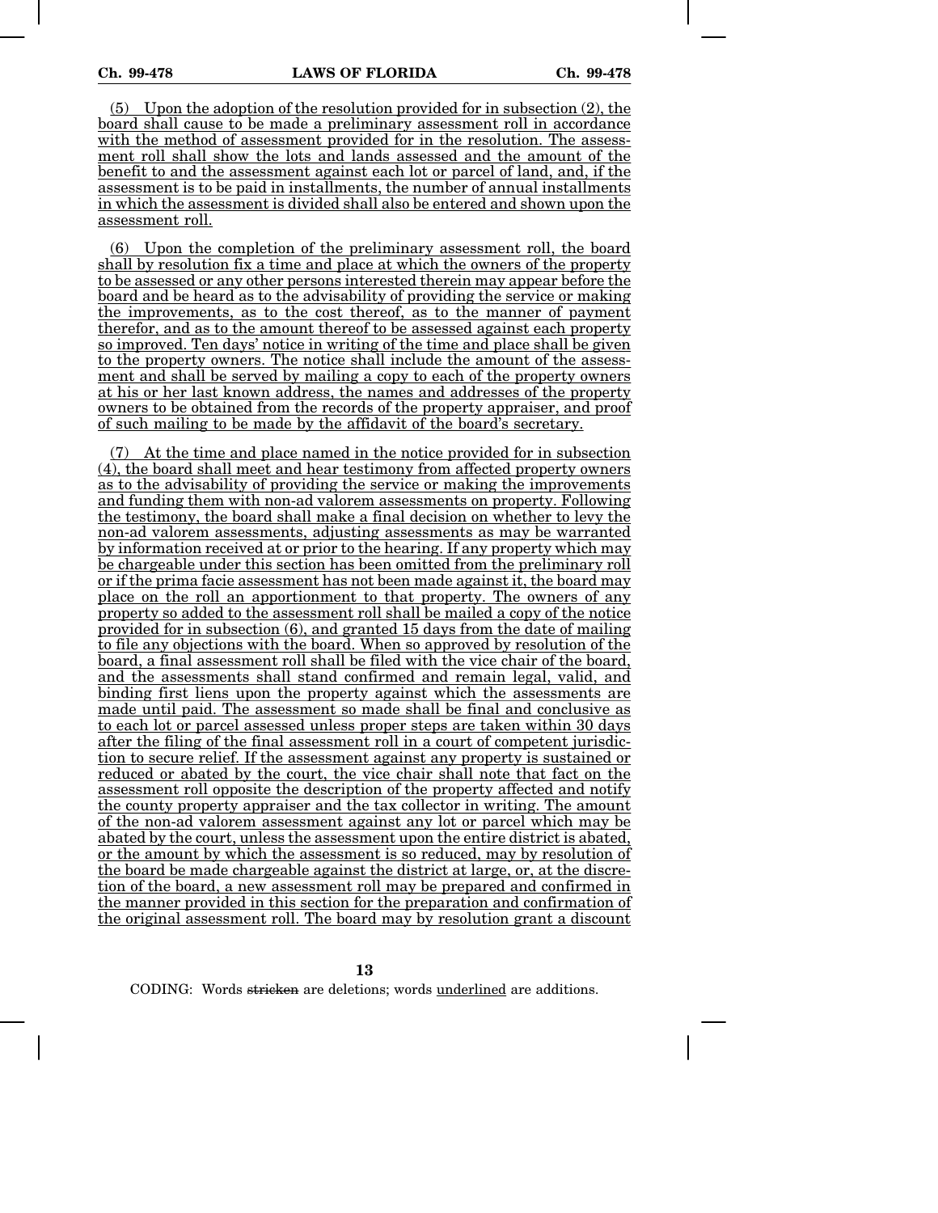(5) Upon the adoption of the resolution provided for in subsection (2), the board shall cause to be made a preliminary assessment roll in accordance with the method of assessment provided for in the resolution. The assessment roll shall show the lots and lands assessed and the amount of the benefit to and the assessment against each lot or parcel of land, and, if the assessment is to be paid in installments, the number of annual installments in which the assessment is divided shall also be entered and shown upon the assessment roll.

(6) Upon the completion of the preliminary assessment roll, the board shall by resolution fix a time and place at which the owners of the property to be assessed or any other persons interested therein may appear before the board and be heard as to the advisability of providing the service or making the improvements, as to the cost thereof, as to the manner of payment therefor, and as to the amount thereof to be assessed against each property so improved. Ten days' notice in writing of the time and place shall be given to the property owners. The notice shall include the amount of the assessment and shall be served by mailing a copy to each of the property owners at his or her last known address, the names and addresses of the property owners to be obtained from the records of the property appraiser, and proof of such mailing to be made by the affidavit of the board's secretary.

(7) At the time and place named in the notice provided for in subsection (4), the board shall meet and hear testimony from affected property owners as to the advisability of providing the service or making the improvements and funding them with non-ad valorem assessments on property. Following the testimony, the board shall make a final decision on whether to levy the non-ad valorem assessments, adjusting assessments as may be warranted by information received at or prior to the hearing. If any property which may be chargeable under this section has been omitted from the preliminary roll or if the prima facie assessment has not been made against it, the board may place on the roll an apportionment to that property. The owners of any property so added to the assessment roll shall be mailed a copy of the notice provided for in subsection (6), and granted 15 days from the date of mailing to file any objections with the board. When so approved by resolution of the board, a final assessment roll shall be filed with the vice chair of the board, and the assessments shall stand confirmed and remain legal, valid, and binding first liens upon the property against which the assessments are made until paid. The assessment so made shall be final and conclusive as to each lot or parcel assessed unless proper steps are taken within 30 days after the filing of the final assessment roll in a court of competent jurisdiction to secure relief. If the assessment against any property is sustained or reduced or abated by the court, the vice chair shall note that fact on the assessment roll opposite the description of the property affected and notify the county property appraiser and the tax collector in writing. The amount of the non-ad valorem assessment against any lot or parcel which may be abated by the court, unless the assessment upon the entire district is abated, or the amount by which the assessment is so reduced, may by resolution of the board be made chargeable against the district at large, or, at the discretion of the board, a new assessment roll may be prepared and confirmed in the manner provided in this section for the preparation and confirmation of the original assessment roll. The board may by resolution grant a discount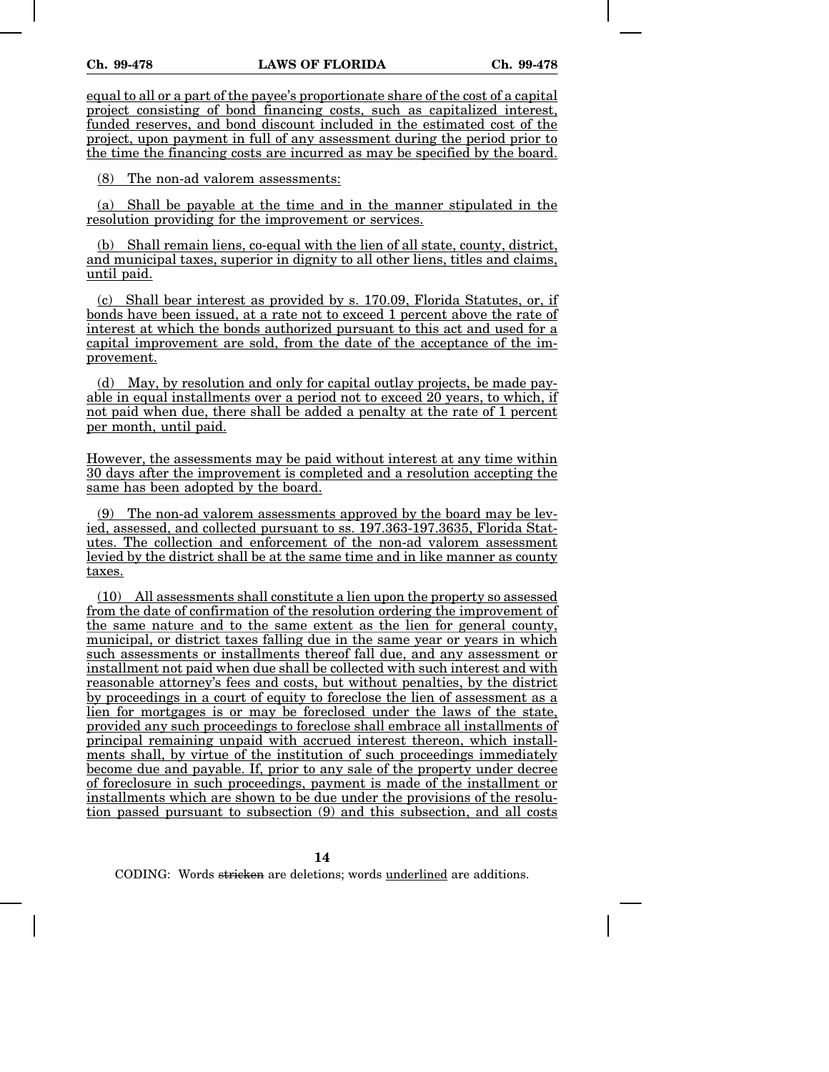equal to all or a part of the payee's proportionate share of the cost of a capital project consisting of bond financing costs, such as capitalized interest, funded reserves, and bond discount included in the estimated cost of the project, upon payment in full of any assessment during the period prior to the time the financing costs are incurred as may be specified by the board.

(8) The non-ad valorem assessments:

(a) Shall be payable at the time and in the manner stipulated in the resolution providing for the improvement or services.

(b) Shall remain liens, co-equal with the lien of all state, county, district, and municipal taxes, superior in dignity to all other liens, titles and claims, until paid.

(c) Shall bear interest as provided by s. 170.09, Florida Statutes, or, if bonds have been issued, at a rate not to exceed 1 percent above the rate of interest at which the bonds authorized pursuant to this act and used for a capital improvement are sold, from the date of the acceptance of the improvement.

(d) May, by resolution and only for capital outlay projects, be made payable in equal installments over a period not to exceed 20 years, to which, if not paid when due, there shall be added a penalty at the rate of 1 percent per month, until paid.

However, the assessments may be paid without interest at any time within 30 days after the improvement is completed and a resolution accepting the same has been adopted by the board.

(9) The non-ad valorem assessments approved by the board may be levied, assessed, and collected pursuant to ss. 197.363-197.3635, Florida Statutes. The collection and enforcement of the non-ad valorem assessment levied by the district shall be at the same time and in like manner as county taxes.

(10) All assessments shall constitute a lien upon the property so assessed from the date of confirmation of the resolution ordering the improvement of the same nature and to the same extent as the lien for general county, municipal, or district taxes falling due in the same year or years in which such assessments or installments thereof fall due, and any assessment or installment not paid when due shall be collected with such interest and with reasonable attorney's fees and costs, but without penalties, by the district by proceedings in a court of equity to foreclose the lien of assessment as a lien for mortgages is or may be foreclosed under the laws of the state, provided any such proceedings to foreclose shall embrace all installments of principal remaining unpaid with accrued interest thereon, which installments shall, by virtue of the institution of such proceedings immediately become due and payable. If, prior to any sale of the property under decree of foreclosure in such proceedings, payment is made of the installment or installments which are shown to be due under the provisions of the resolution passed pursuant to subsection (9) and this subsection, and all costs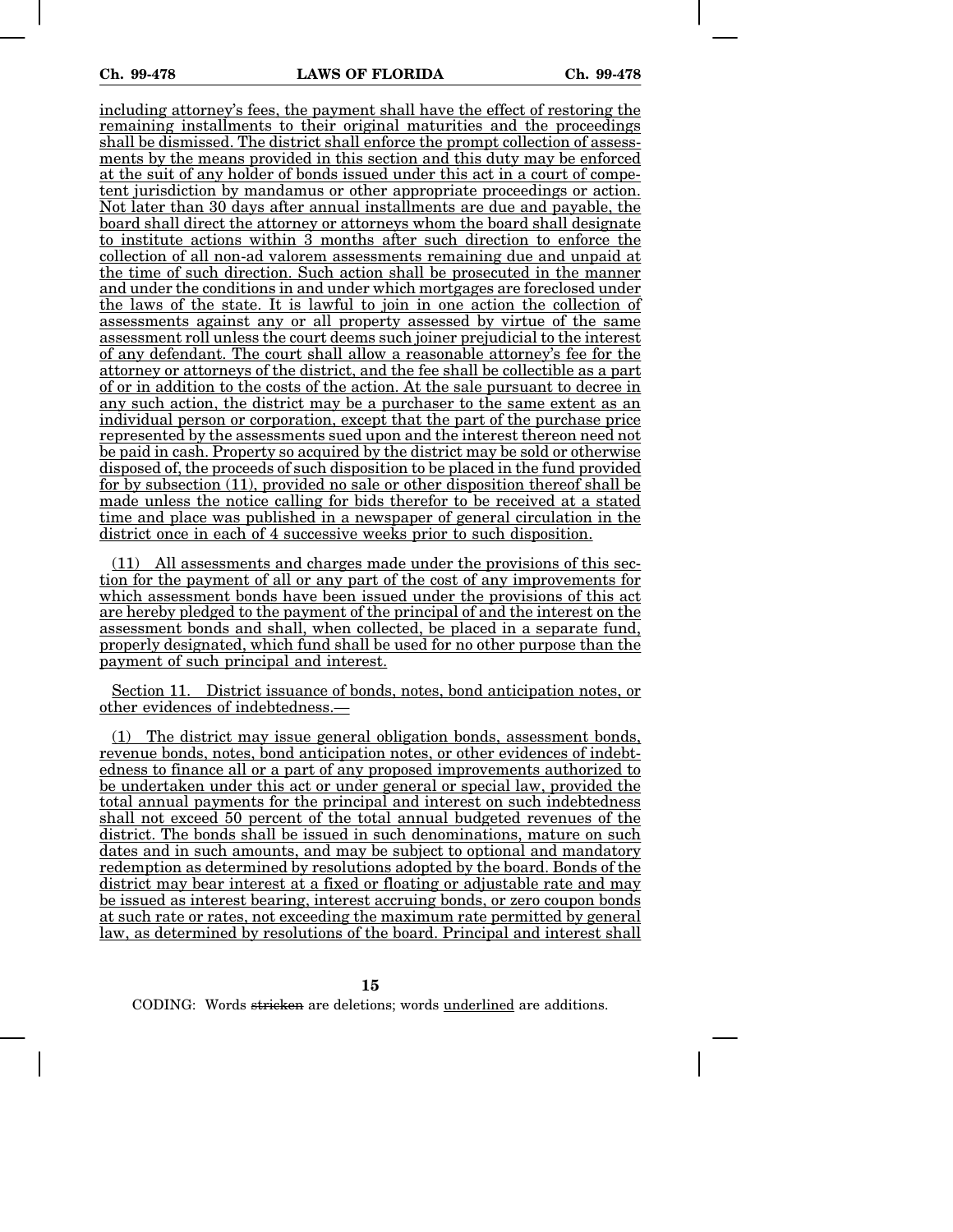including attorney's fees, the payment shall have the effect of restoring the remaining installments to their original maturities and the proceedings shall be dismissed. The district shall enforce the prompt collection of assessments by the means provided in this section and this duty may be enforced at the suit of any holder of bonds issued under this act in a court of competent jurisdiction by mandamus or other appropriate proceedings or action. Not later than 30 days after annual installments are due and payable, the board shall direct the attorney or attorneys whom the board shall designate to institute actions within 3 months after such direction to enforce the collection of all non-ad valorem assessments remaining due and unpaid at the time of such direction. Such action shall be prosecuted in the manner and under the conditions in and under which mortgages are foreclosed under the laws of the state. It is lawful to join in one action the collection of assessments against any or all property assessed by virtue of the same assessment roll unless the court deems such joiner prejudicial to the interest of any defendant. The court shall allow a reasonable attorney's fee for the attorney or attorneys of the district, and the fee shall be collectible as a part of or in addition to the costs of the action. At the sale pursuant to decree in any such action, the district may be a purchaser to the same extent as an individual person or corporation, except that the part of the purchase price represented by the assessments sued upon and the interest thereon need not be paid in cash. Property so acquired by the district may be sold or otherwise disposed of, the proceeds of such disposition to be placed in the fund provided for by subsection (11), provided no sale or other disposition thereof shall be made unless the notice calling for bids therefor to be received at a stated time and place was published in a newspaper of general circulation in the district once in each of 4 successive weeks prior to such disposition.

(11) All assessments and charges made under the provisions of this section for the payment of all or any part of the cost of any improvements for which assessment bonds have been issued under the provisions of this act are hereby pledged to the payment of the principal of and the interest on the assessment bonds and shall, when collected, be placed in a separate fund, properly designated, which fund shall be used for no other purpose than the payment of such principal and interest.

Section 11. District issuance of bonds, notes, bond anticipation notes, or other evidences of indebtedness.—

(1) The district may issue general obligation bonds, assessment bonds, revenue bonds, notes, bond anticipation notes, or other evidences of indebtedness to finance all or a part of any proposed improvements authorized to be undertaken under this act or under general or special law, provided the total annual payments for the principal and interest on such indebtedness shall not exceed 50 percent of the total annual budgeted revenues of the district. The bonds shall be issued in such denominations, mature on such dates and in such amounts, and may be subject to optional and mandatory redemption as determined by resolutions adopted by the board. Bonds of the district may bear interest at a fixed or floating or adjustable rate and may be issued as interest bearing, interest accruing bonds, or zero coupon bonds at such rate or rates, not exceeding the maximum rate permitted by general law, as determined by resolutions of the board. Principal and interest shall

CODING: Words ~~stricken~~ are deletions; words underlined are additions.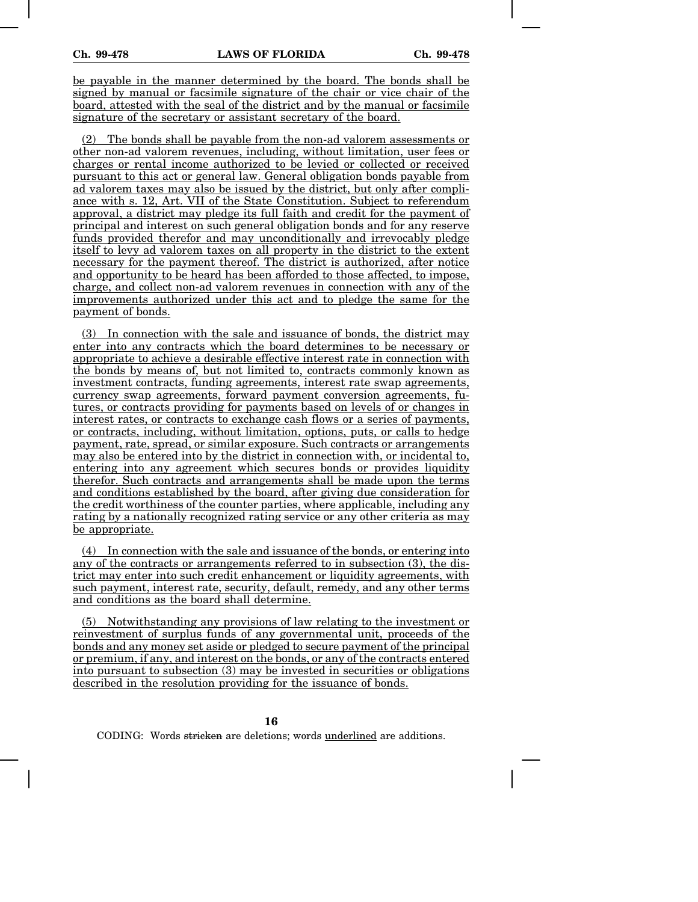be payable in the manner determined by the board. The bonds shall be signed by manual or facsimile signature of the chair or vice chair of the board, attested with the seal of the district and by the manual or facsimile signature of the secretary or assistant secretary of the board.

(2) The bonds shall be payable from the non-ad valorem assessments or other non-ad valorem revenues, including, without limitation, user fees or charges or rental income authorized to be levied or collected or received pursuant to this act or general law. General obligation bonds payable from ad valorem taxes may also be issued by the district, but only after compliance with s. 12, Art. VII of the State Constitution. Subject to referendum approval, a district may pledge its full faith and credit for the payment of principal and interest on such general obligation bonds and for any reserve funds provided therefor and may unconditionally and irrevocably pledge itself to levy ad valorem taxes on all property in the district to the extent necessary for the payment thereof. The district is authorized, after notice and opportunity to be heard has been afforded to those affected, to impose, charge, and collect non-ad valorem revenues in connection with any of the improvements authorized under this act and to pledge the same for the payment of bonds.

(3) In connection with the sale and issuance of bonds, the district may enter into any contracts which the board determines to be necessary or appropriate to achieve a desirable effective interest rate in connection with the bonds by means of, but not limited to, contracts commonly known as investment contracts, funding agreements, interest rate swap agreements, currency swap agreements, forward payment conversion agreements, futures, or contracts providing for payments based on levels of or changes in interest rates, or contracts to exchange cash flows or a series of payments, or contracts, including, without limitation, options, puts, or calls to hedge payment, rate, spread, or similar exposure. Such contracts or arrangements may also be entered into by the district in connection with, or incidental to, entering into any agreement which secures bonds or provides liquidity therefor. Such contracts and arrangements shall be made upon the terms and conditions established by the board, after giving due consideration for the credit worthiness of the counter parties, where applicable, including any rating by a nationally recognized rating service or any other criteria as may be appropriate.

(4) In connection with the sale and issuance of the bonds, or entering into any of the contracts or arrangements referred to in subsection (3), the district may enter into such credit enhancement or liquidity agreements, with such payment, interest rate, security, default, remedy, and any other terms and conditions as the board shall determine.

(5) Notwithstanding any provisions of law relating to the investment or reinvestment of surplus funds of any governmental unit, proceeds of the bonds and any money set aside or pledged to secure payment of the principal or premium, if any, and interest on the bonds, or any of the contracts entered into pursuant to subsection (3) may be invested in securities or obligations described in the resolution providing for the issuance of bonds.

CODING: Words stricken are deletions; words underlined are additions.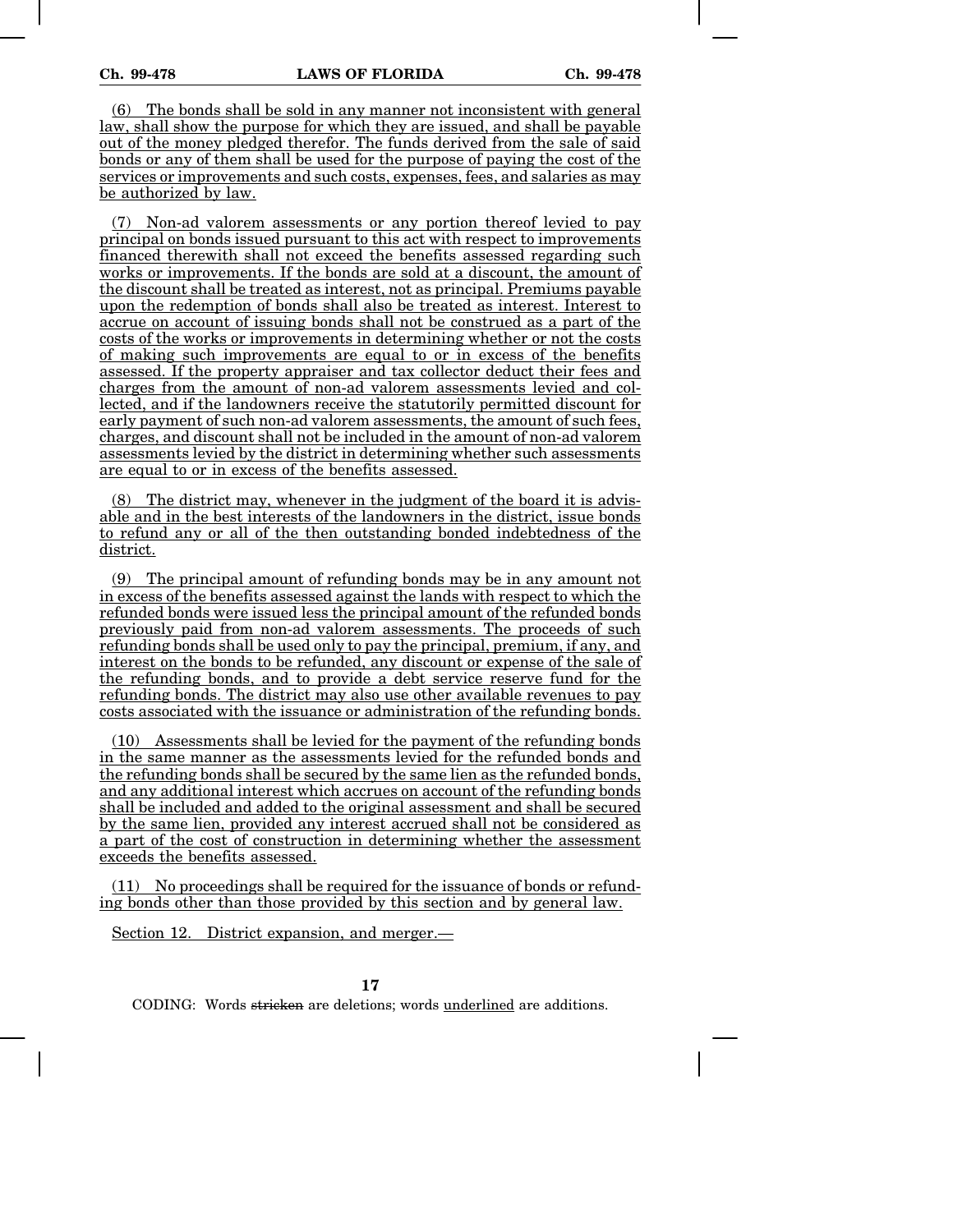(6) The bonds shall be sold in any manner not inconsistent with general law, shall show the purpose for which they are issued, and shall be payable out of the money pledged therefor. The funds derived from the sale of said bonds or any of them shall be used for the purpose of paying the cost of the services or improvements and such costs, expenses, fees, and salaries as may be authorized by law.

(7) Non-ad valorem assessments or any portion thereof levied to pay principal on bonds issued pursuant to this act with respect to improvements financed therewith shall not exceed the benefits assessed regarding such works or improvements. If the bonds are sold at a discount, the amount of the discount shall be treated as interest, not as principal. Premiums payable upon the redemption of bonds shall also be treated as interest. Interest to accrue on account of issuing bonds shall not be construed as a part of the costs of the works or improvements in determining whether or not the costs of making such improvements are equal to or in excess of the benefits assessed. If the property appraiser and tax collector deduct their fees and charges from the amount of non-ad valorem assessments levied and collected, and if the landowners receive the statutorily permitted discount for early payment of such non-ad valorem assessments, the amount of such fees, charges, and discount shall not be included in the amount of non-ad valorem assessments levied by the district in determining whether such assessments are equal to or in excess of the benefits assessed.

(8) The district may, whenever in the judgment of the board it is advisable and in the best interests of the landowners in the district, issue bonds to refund any or all of the then outstanding bonded indebtedness of the district.

(9) The principal amount of refunding bonds may be in any amount not in excess of the benefits assessed against the lands with respect to which the refunded bonds were issued less the principal amount of the refunded bonds previously paid from non-ad valorem assessments. The proceeds of such refunding bonds shall be used only to pay the principal, premium, if any, and interest on the bonds to be refunded, any discount or expense of the sale of the refunding bonds, and to provide a debt service reserve fund for the refunding bonds. The district may also use other available revenues to pay costs associated with the issuance or administration of the refunding bonds.

(10) Assessments shall be levied for the payment of the refunding bonds in the same manner as the assessments levied for the refunded bonds and the refunding bonds shall be secured by the same lien as the refunded bonds, and any additional interest which accrues on account of the refunding bonds shall be included and added to the original assessment and shall be secured by the same lien, provided any interest accrued shall not be considered as a part of the cost of construction in determining whether the assessment exceeds the benefits assessed.

(11) No proceedings shall be required for the issuance of bonds or refunding bonds other than those provided by this section and by general law.

Section 12. District expansion, and merger.—

CODING: Words stricken are deletions; words underlined are additions.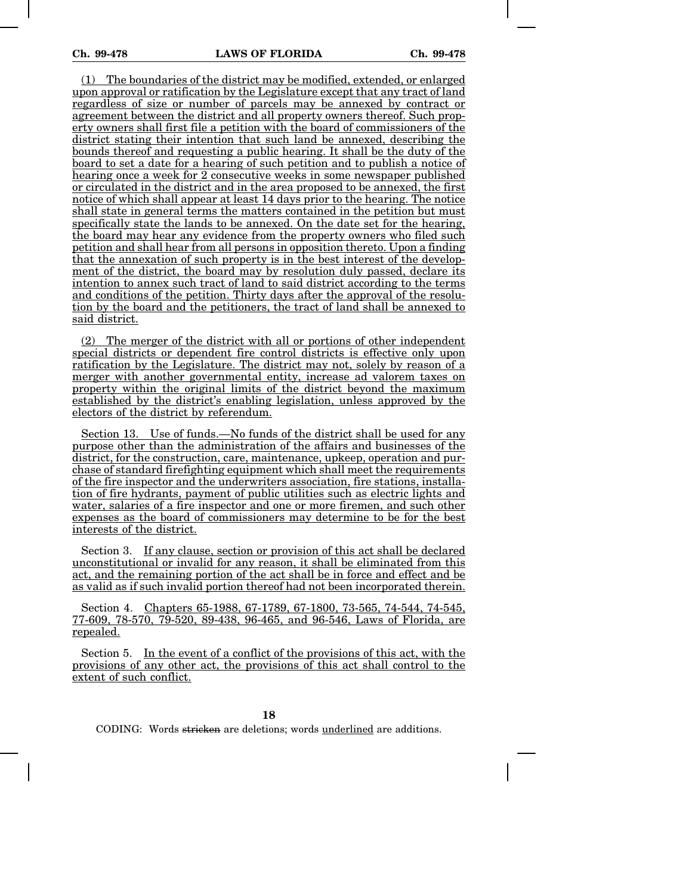(1) The boundaries of the district may be modified, extended, or enlarged upon approval or ratification by the Legislature except that any tract of land regardless of size or number of parcels may be annexed by contract or agreement between the district and all property owners thereof. Such property owners shall first file a petition with the board of commissioners of the district stating their intention that such land be annexed, describing the bounds thereof and requesting a public hearing. It shall be the duty of the board to set a date for a hearing of such petition and to publish a notice of hearing once a week for 2 consecutive weeks in some newspaper published or circulated in the district and in the area proposed to be annexed, the first notice of which shall appear at least 14 days prior to the hearing. The notice shall state in general terms the matters contained in the petition but must specifically state the lands to be annexed. On the date set for the hearing, the board may hear any evidence from the property owners who filed such petition and shall hear from all persons in opposition thereto. Upon a finding that the annexation of such property is in the best interest of the development of the district, the board may by resolution duly passed, declare its intention to annex such tract of land to said district according to the terms and conditions of the petition. Thirty days after the approval of the resolution by the board and the petitioners, the tract of land shall be annexed to said district.

(2) The merger of the district with all or portions of other independent special districts or dependent fire control districts is effective only upon ratification by the Legislature. The district may not, solely by reason of a merger with another governmental entity, increase ad valorem taxes on property within the original limits of the district beyond the maximum established by the district's enabling legislation, unless approved by the electors of the district by referendum.

Section 13. Use of funds.—No funds of the district shall be used for any purpose other than the administration of the affairs and businesses of the district, for the construction, care, maintenance, upkeep, operation and purchase of standard firefighting equipment which shall meet the requirements of the fire inspector and the underwriters association, fire stations, installation of fire hydrants, payment of public utilities such as electric lights and water, salaries of a fire inspector and one or more firemen, and such other expenses as the board of commissioners may determine to be for the best interests of the district.

Section 3. If any clause, section or provision of this act shall be declared unconstitutional or invalid for any reason, it shall be eliminated from this act, and the remaining portion of the act shall be in force and effect and be as valid as if such invalid portion thereof had not been incorporated therein.

Section 4. Chapters 65-1988, 67-1789, 67-1800, 73-565, 74-544, 74-545, 77-609, 78-570, 79-520, 89-438, 96-465, and 96-546, Laws of Florida, are repealed.

Section 5. In the event of a conflict of the provisions of this act, with the provisions of any other act, the provisions of this act shall control to the extent of such conflict.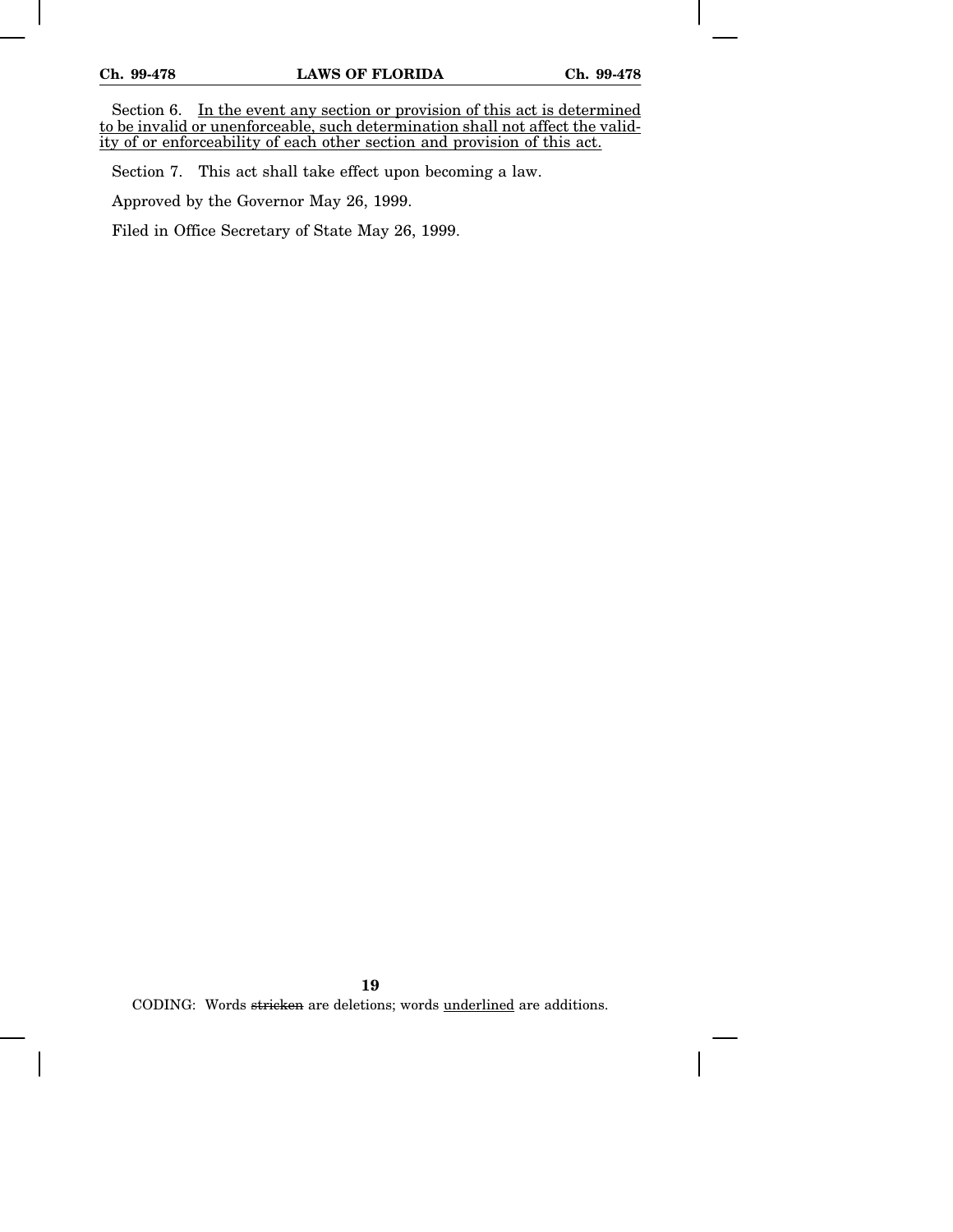Section 6. <u>In the event any section or provision of this act is determined to be invalid or unenforceable, such determination shall not affect the validity of or enforceability of each other section and provision of this act.</u>

Section 7. This act shall take effect upon becoming a law.

Approved by the Governor May 26, 1999.

Filed in Office Secretary of State May 26, 1999.